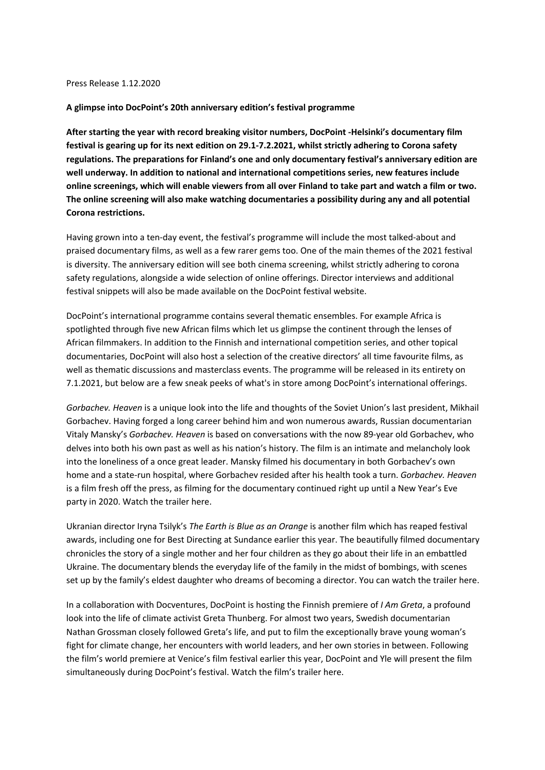Press Release 1.12.2020

**A glimpse into DocPoint's 20th anniversary edition's festival programme**

**After starting the year with record breaking visitor numbers, DocPoint -Helsinki's documentary film festival is gearing up for its next edition on 29.1-7.2.2021, whilst strictly adhering to Corona safety regulations. The preparations for Finland's one and only documentary festival's anniversary edition are well underway. In addition to national and international competitions series, new features include online screenings, which will enable viewers from all over Finland to take part and watch a film or two. The online screening will also make watching documentaries a possibility during any and all potential Corona restrictions.**

Having grown into a ten-day event, the festival's programme will include the most talked-about and praised documentary films, as well as a few rarer gems too. One of the main themes of the 2021 festival is diversity. The anniversary edition will see both cinema screening, whilst strictly adhering to corona safety regulations, alongside a wide selection of online offerings. Director interviews and additional festival snippets will also be made available on the DocPoint festival website.

DocPoint's international programme contains several thematic ensembles. For example Africa is spotlighted through five new African films which let us glimpse the continent through the lenses of African filmmakers. In addition to the Finnish and international competition series, and other topical documentaries, DocPoint will also host a selection of the creative directors' all time favourite films, as well as thematic discussions and masterclass events. The programme will be released in its entirety on 7.1.2021, but below are a few sneak peeks of what's in store among DocPoint's international offerings.

*Gorbachev. Heaven* is a unique look into the life and thoughts of the Soviet Union's last president, Mikhail Gorbachev. Having forged a long career behind him and won numerous awards, Russian documentarian Vitaly Mansky's *Gorbachev. Heaven* is based on conversations with the now 89-year old Gorbachev, who delves into both his own past as well as his nation's history. The film is an intimate and melancholy look into the loneliness of a once great leader. Mansky filmed his documentary in both Gorbachev's own home and a state-run hospital, where Gorbachev resided after his health took a turn. *Gorbachev. Heaven* is a film fresh off the press, as filming for the documentary continued right up until a New Year's Eve party in 2020. Watch the trailer here.

Ukranian director Iryna Tsilyk's *The Earth is Blue as an Orange* is another film which has reaped festival awards, including one for Best Directing at Sundance earlier this year. The beautifully filmed documentary chronicles the story of a single mother and her four children as they go about their life in an embattled Ukraine. The documentary blends the everyday life of the family in the midst of bombings, with scenes set up by the family's eldest daughter who dreams of becoming a director. You can watch the trailer here.

In a collaboration with Docventures, DocPoint is hosting the Finnish premiere of *I Am Greta*, a profound look into the life of climate activist Greta Thunberg. For almost two years, Swedish documentarian Nathan Grossman closely followed Greta's life, and put to film the exceptionally brave young woman's fight for climate change, her encounters with world leaders, and her own stories in between. Following the film's world premiere at Venice's film festival earlier this year, DocPoint and Yle will present the film simultaneously during DocPoint's festival. Watch the film's trailer here.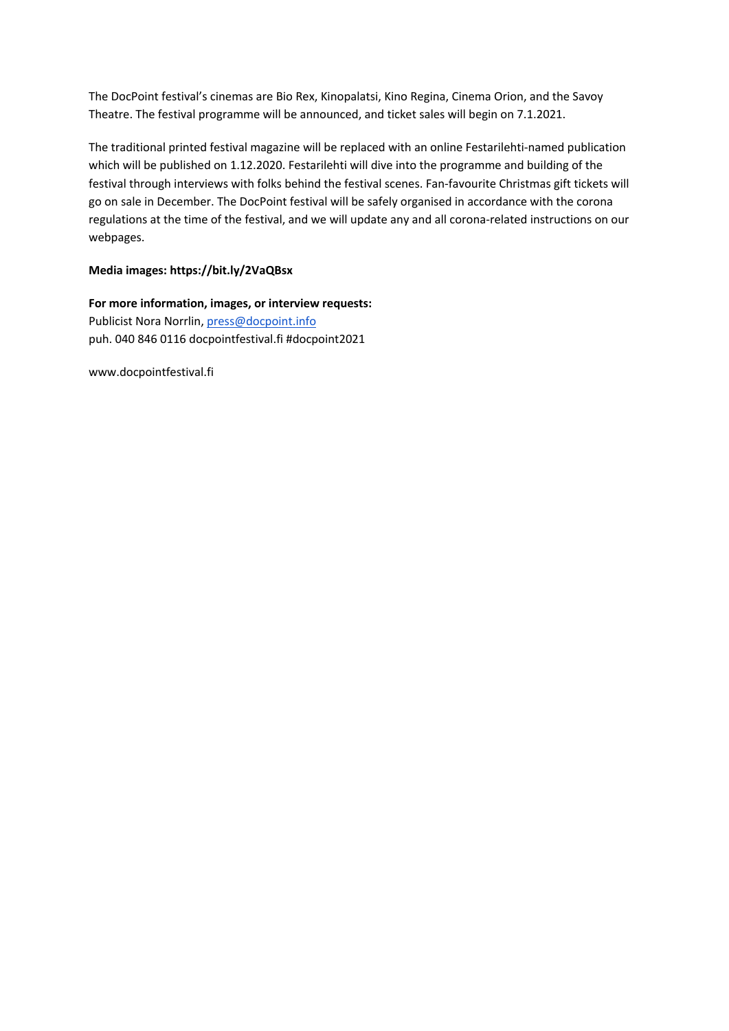The DocPoint festival's cinemas are Bio Rex, Kinopalatsi, Kino Regina, Cinema Orion, and the Savoy Theatre. The festival programme will be announced, and ticket sales will begin on 7.1.2021.

The traditional printed festival magazine will be replaced with an online Festarilehti-named publication which will be published on 1.12.2020. Festarilehti will dive into the programme and building of the festival through interviews with folks behind the festival scenes. Fan-favourite Christmas gift tickets will go on sale in December. The DocPoint festival will be safely organised in accordance with the corona regulations at the time of the festival, and we will update any and all corona-related instructions on our webpages.

**Media images: https://bit.ly/2VaQBsx**

**For more information, images, or interview requests:**
Publicist Nora Norrlin, press@docpoint.info
puh. 040 846 0116 docpointfestival.fi #docpoint2021

www.docpointfestival.fi